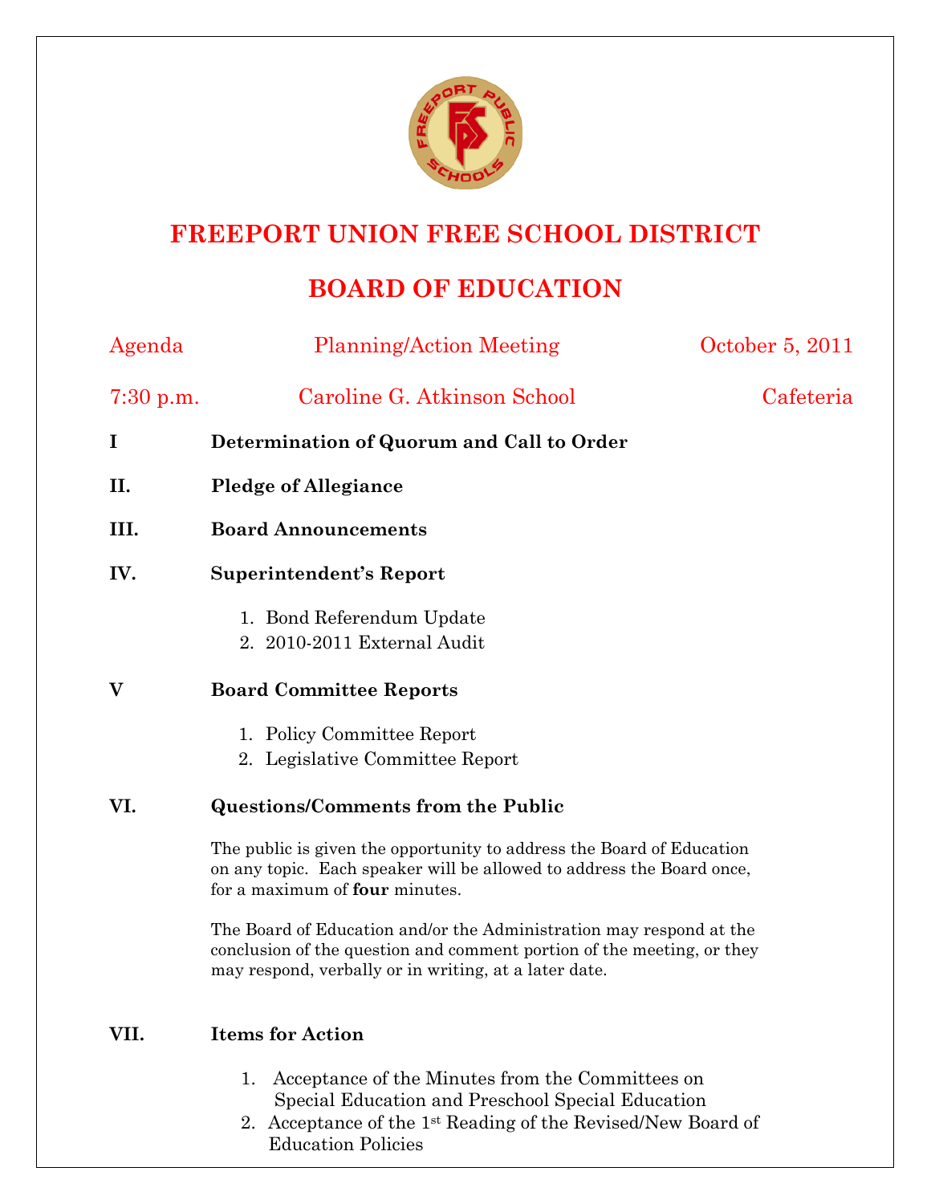# FREEPORT UNION FREE SCHOOL DISTRICT

# BOARD OF EDUCATION

Agenda — Planning/Action Meeting — October 5, 2011

7:30 p.m. — Caroline G. Atkinson School — Cafeteria

**I Determination of Quorum and Call to Order**

**II. Pledge of Allegiance**

**III. Board Announcements**

**IV. Superintendent's Report**

1. Bond Referendum Update
2. 2010-2011 External Audit

**V Board Committee Reports**

1. Policy Committee Report
2. Legislative Committee Report

**VI. Questions/Comments from the Public**

The public is given the opportunity to address the Board of Education on any topic. Each speaker will be allowed to address the Board once, for a maximum of **four** minutes.

The Board of Education and/or the Administration may respond at the conclusion of the question and comment portion of the meeting, or they may respond, verbally or in writing, at a later date.

**VII. Items for Action**

1. Acceptance of the Minutes from the Committees on Special Education and Preschool Special Education
2. Acceptance of the 1st Reading of the Revised/New Board of Education Policies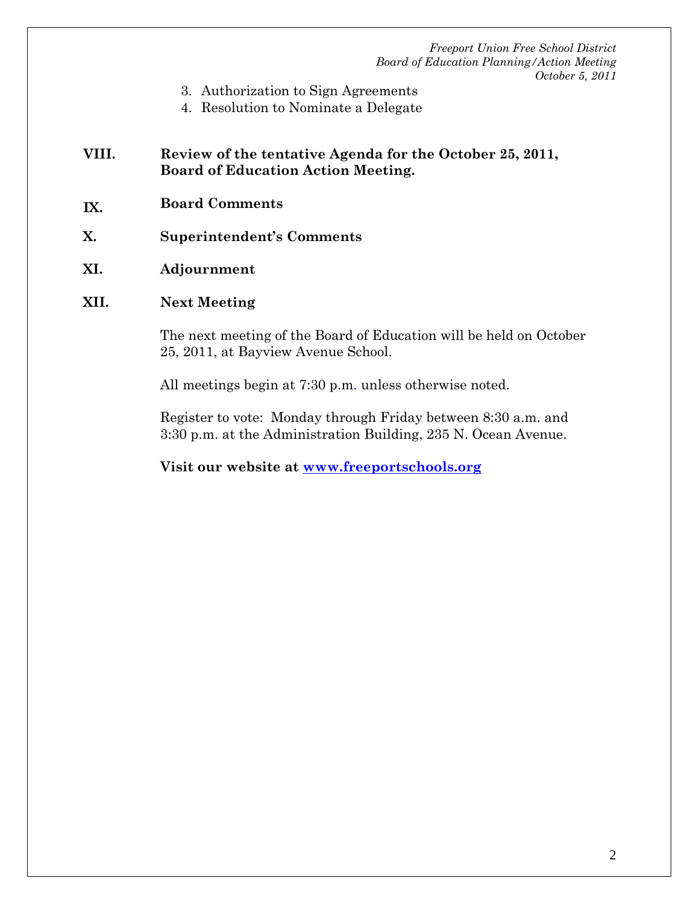3. Authorization to Sign Agreements
4. Resolution to Nominate a Delegate

## VIII. Review of the tentative Agenda for the October 25, 2011, Board of Education Action Meeting.

## IX. Board Comments

## X. Superintendent's Comments

## XI. Adjournment

## XII. Next Meeting

The next meeting of the Board of Education will be held on October 25, 2011, at Bayview Avenue School.

All meetings begin at 7:30 p.m. unless otherwise noted.

Register to vote: Monday through Friday between 8:30 a.m. and 3:30 p.m. at the Administration Building, 235 N. Ocean Avenue.

**Visit our website at [www.freeportschools.org](http://www.freeportschools.org)**